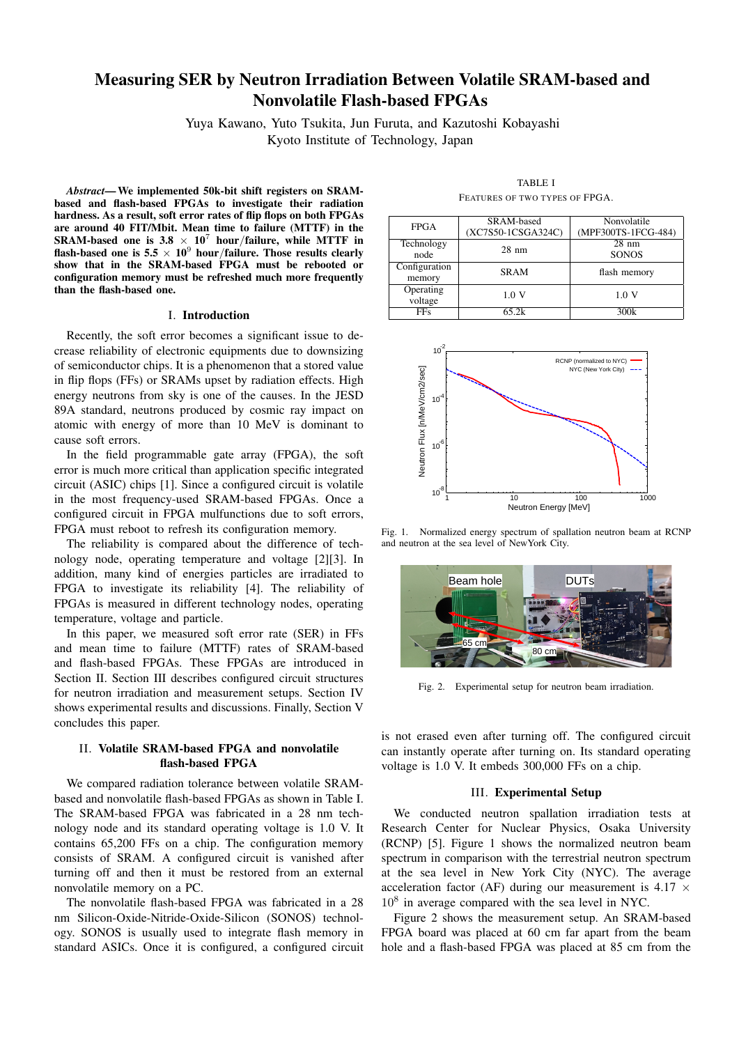# Measuring SER by Neutron Irradiation Between Volatile SRAM-based and Nonvolatile Flash-based FPGAs

Yuya Kawano, Yuto Tsukita, Jun Furuta, and Kazutoshi Kobayashi
Kyoto Institute of Technology, Japan

***Abstract*— We implemented 50k-bit shift registers on SRAM-based and flash-based FPGAs to investigate their radiation hardness. As a result, soft error rates of flip flops on both FPGAs are around 40 FIT/Mbit. Mean time to failure (MTTF) in the SRAM-based one is 3.8 $\times$ $10^7$ hour/failure, while MTTF in flash-based one is 5.5 $\times$ $10^9$ hour/failure. Those results clearly show that in the SRAM-based FPGA must be rebooted or configuration memory must be refreshed much more frequently than the flash-based one.**

## I. Introduction

Recently, the soft error becomes a significant issue to decrease reliability of electronic equipments due to downsizing of semiconductor chips. It is a phenomenon that a stored value in flip flops (FFs) or SRAMs upset by radiation effects. High energy neutrons from sky is one of the causes. In the JESD 89A standard, neutrons produced by cosmic ray impact on atomic with energy of more than 10 MeV is dominant to cause soft errors.

In the field programmable gate array (FPGA), the soft error is much more critical than application specific integrated circuit (ASIC) chips [1]. Since a configured circuit is volatile in the most frequency-used SRAM-based FPGAs. Once a configured circuit in FPGA mulfunctions due to soft errors, FPGA must reboot to refresh its configuration memory.

The reliability is compared about the difference of technology node, operating temperature and voltage [2][3]. In addition, many kind of energies particles are irradiated to FPGA to investigate its reliability [4]. The reliability of FPGAs is measured in different technology nodes, operating temperature, voltage and particle.

In this paper, we measured soft error rate (SER) in FFs and mean time to failure (MTTF) rates of SRAM-based and flash-based FPGAs. These FPGAs are introduced in Section II. Section III describes configured circuit structures for neutron irradiation and measurement setups. Section IV shows experimental results and discussions. Finally, Section V concludes this paper.

## II. Volatile SRAM-based FPGA and nonvolatile flash-based FPGA

We compared radiation tolerance between volatile SRAM-based and nonvolatile flash-based FPGAs as shown in Table I. The SRAM-based FPGA was fabricated in a 28 nm technology node and its standard operating voltage is 1.0 V. It contains 65,200 FFs on a chip. The configuration memory consists of SRAM. A configured circuit is vanished after turning off and then it must be restored from an external nonvolatile memory on a PC.

The nonvolatile flash-based FPGA was fabricated in a 28 nm Silicon-Oxide-Nitride-Oxide-Silicon (SONOS) technology. SONOS is usually used to integrate flash memory in standard ASICs. Once it is configured, a configured circuit is not erased even after turning off. The configured circuit can instantly operate after turning on. Its standard operating voltage is 1.0 V. It embeds 300,000 FFs on a chip.

TABLE I
FEATURES OF TWO TYPES OF FPGA.

| FPGA | SRAM-based (XC7S50-1CSGA324C) | Nonvolatile (MPF300TS-1FCG-484) |
|---|---|---|
| Technology node | 28 nm | 28 nm SONOS |
| Configuration memory | SRAM | flash memory |
| Operating voltage | 1.0 V | 1.0 V |
| FFs | 65.2k | 300k |

Fig. 1. Normalized energy spectrum of spallation neutron beam at RCNP and neutron at the sea level of NewYork City.

Fig. 2. Experimental setup for neutron beam irradiation.

## III. Experimental Setup

We conducted neutron spallation irradiation tests at Research Center for Nuclear Physics, Osaka University (RCNP) [5]. Figure 1 shows the normalized neutron beam spectrum in comparison with the terrestrial neutron spectrum at the sea level in New York City (NYC). The average acceleration factor (AF) during our measurement is 4.17 $\times$ $10^8$ in average compared with the sea level in NYC.

Figure 2 shows the measurement setup. An SRAM-based FPGA board was placed at 60 cm far apart from the beam hole and a flash-based FPGA was placed at 85 cm from the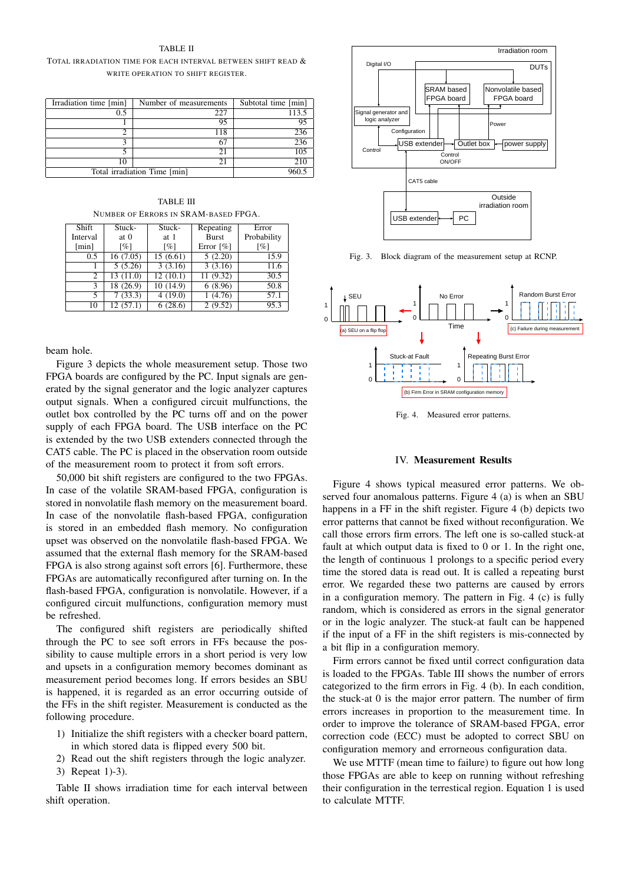TABLE II
TOTAL IRRADIATION TIME FOR EACH INTERVAL BETWEEN SHIFT READ & WRITE OPERATION TO SHIFT REGISTER.

| Irradiation time [min] | Number of measurements | Subtotal time [min] |
|---|---|---|
| 0.5 | 227 | 113.5 |
| 1 | 95 | 95 |
| 2 | 118 | 236 |
| 3 | 67 | 236 |
| 5 | 21 | 105 |
| 10 | 21 | 210 |
| Total irradiation Time [min] | | 960.5 |

TABLE III
NUMBER OF ERRORS IN SRAM-BASED FPGA.

| Shift Interval [min] | Stuck-at 0 [%] | Stuck-at 1 [%] | Repeating Burst Error [%] | Error Probability [%] |
|---|---|---|---|---|
| 0.5 | 16 (7.05) | 15 (6.61) | 5 (2.20) | 15.9 |
| 1 | 5 (5.26) | 3 (3.16) | 3 (3.16) | 11.6 |
| 2 | 13 (11.0) | 12 (10.1) | 11 (9.32) | 30.5 |
| 3 | 18 (26.9) | 10 (14.9) | 6 (8.96) | 50.8 |
| 5 | 7 (33.3) | 4 (19.0) | 1 (4.76) | 57.1 |
| 10 | 12 (57.1) | 6 (28.6) | 2 (9.52) | 95.3 |

beam hole.

Figure 3 depicts the whole measurement setup. Those two FPGA boards are configured by the PC. Input signals are generated by the signal generator and the logic analyzer captures output signals. When a configured circuit mulfunctions, the outlet box controlled by the PC turns off and on the power supply of each FPGA board. The USB interface on the PC is extended by the two USB extenders connected through the CAT5 cable. The PC is placed in the observation room outside of the measurement room to protect it from soft errors.

50,000 bit shift registers are configured to the two FPGAs. In case of the volatile SRAM-based FPGA, configuration is stored in nonvolatile flash memory on the measurement board. In case of the nonvolatile flash-based FPGA, configuration is stored in an embedded flash memory. No configuration upset was observed on the nonvolatile flash-based FPGA. We assumed that the external flash memory for the SRAM-based FPGA is also strong against soft errors [6]. Furthermore, these FPGAs are automatically reconfigured after turning on. In the flash-based FPGA, configuration is nonvolatile. However, if a configured circuit mulfunctions, configuration memory must be refreshed.

The configured shift registers are periodically shifted through the PC to see soft errors in FFs because the possibility to cause multiple errors in a short period is very low and upsets in a configuration memory becomes dominant as measurement period becomes long. If errors besides an SBU is happened, it is regarded as an error occurring outside of the FFs in the shift register. Measurement is conducted as the following procedure.

1) Initialize the shift registers with a checker board pattern, in which stored data is flipped every 500 bit.
2) Read out the shift registers through the logic analyzer.
3) Repeat 1)-3).

Table II shows irradiation time for each interval between shift operation.

Fig. 3. Block diagram of the measurement setup at RCNP.

Fig. 4. Measured error patterns.

## IV. Measurement Results

Figure 4 shows typical measured error patterns. We observed four anomalous patterns. Figure 4 (a) is when an SBU happens in a FF in the shift register. Figure 4 (b) depicts two error patterns that cannot be fixed without reconfiguration. We call those errors firm errors. The left one is so-called stuck-at fault at which output data is fixed to 0 or 1. In the right one, the length of continuous 1 prolongs to a specific period every time the stored data is read out. It is called a repeating burst error. We regarded these two patterns are caused by errors in a configuration memory. The pattern in Fig. 4 (c) is fully random, which is considered as errors in the signal generator or in the logic analyzer. The stuck-at fault can be happened if the input of a FF in the shift registers is mis-connected by a bit flip in a configuration memory.

Firm errors cannot be fixed until correct configuration data is loaded to the FPGAs. Table III shows the number of errors categorized to the firm errors in Fig. 4 (b). In each condition, the stuck-at 0 is the major error pattern. The number of firm errors increases in proportion to the measurement time. In order to improve the tolerance of SRAM-based FPGA, error correction code (ECC) must be adopted to correct SBU on configuration memory and erroneous configuration data.

We use MTTF (mean time to failure) to figure out how long those FPGAs are able to keep on running without refreshing their configuration in the terrestical region. Equation 1 is used to calculate MTTF.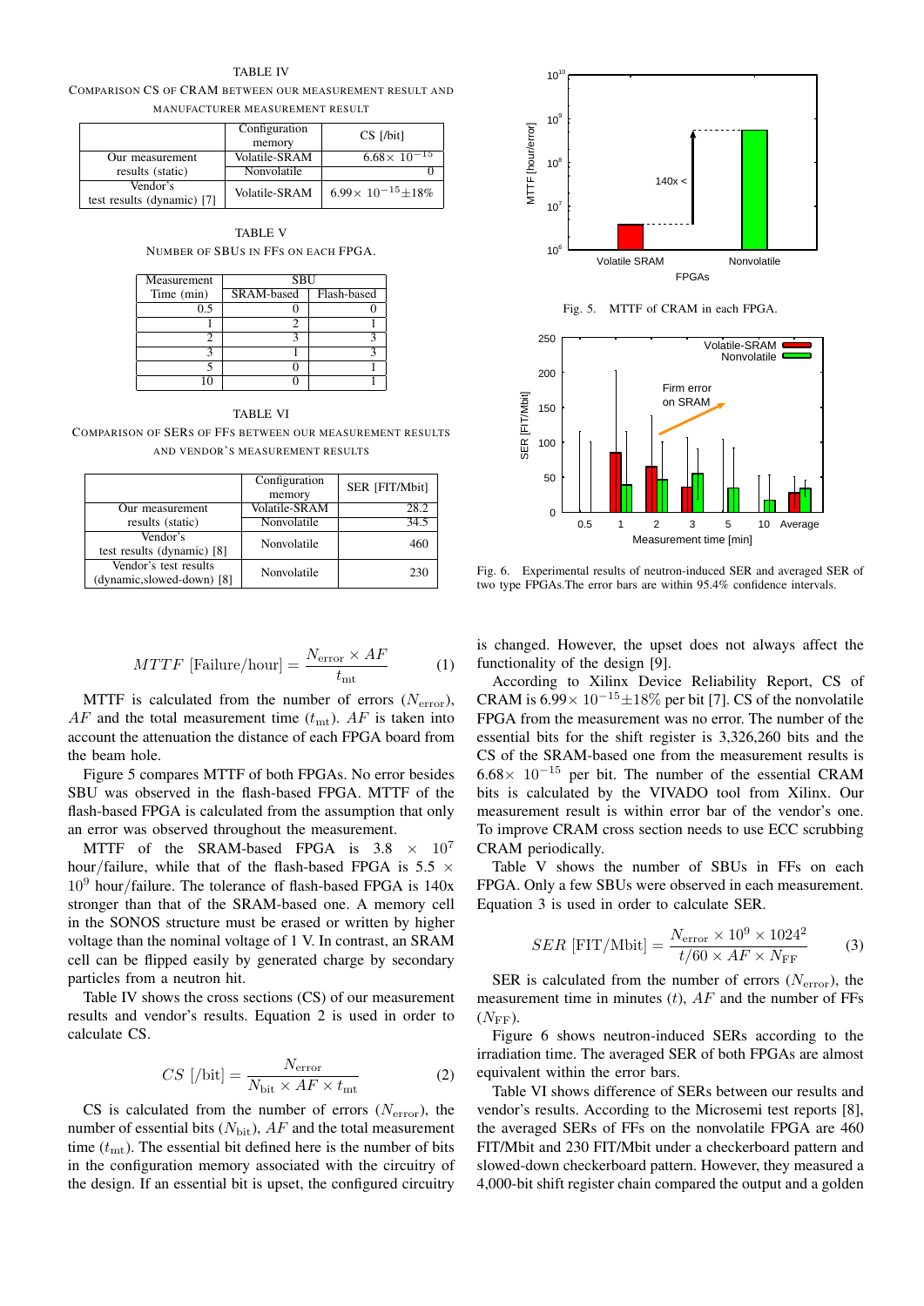TABLE IV

COMPARISON CS OF CRAM BETWEEN OUR MEASUREMENT RESULT AND MANUFACTURER MEASUREMENT RESULT

| | Configuration memory | CS [/bit] |
|---|---|---|
| Our measurement results (static) | Volatile-SRAM | $6.68\times 10^{-15}$ |
| | Nonvolatile | 0 |
| Vendor's test results (dynamic) [7] | Volatile-SRAM | $6.99\times 10^{-15}\pm18\%$ |

TABLE V

NUMBER OF SBUS IN FFS ON EACH FPGA.

| Measurement Time (min) | SBU | |
|---|---|---|
| | SRAM-based | Flash-based |
| 0.5 | 0 | 0 |
| 1 | 2 | 1 |
| 2 | 3 | 3 |
| 3 | 1 | 3 |
| 5 | 0 | 1 |
| 10 | 0 | 1 |

TABLE VI

COMPARISON OF SERS OF FFS BETWEEN OUR MEASUREMENT RESULTS AND VENDOR'S MEASUREMENT RESULTS

| | Configuration memory | SER [FIT/Mbit] |
|---|---|---|
| Our measurement results (static) | Volatile-SRAM | 28.2 |
| | Nonvolatile | 34.5 |
| Vendor's test results (dynamic) [8] | Nonvolatile | 460 |
| Vendor's test results (dynamic,slowed-down) [8] | Nonvolatile | 230 |

$$MTTF\ [\text{Failure/hour}] = \frac{N_{\text{error}} \times AF}{t_{\text{mt}}} \tag{1}$$

MTTF is calculated from the number of errors ($N_{\text{error}}$), $AF$ and the total measurement time ($t_{\text{mt}}$). $AF$ is taken into account the attenuation the distance of each FPGA board from the beam hole.

Figure 5 compares MTTF of both FPGAs. No error besides SBU was observed in the flash-based FPGA. MTTF of the flash-based FPGA is calculated from the assumption that only an error was observed throughout the measurement.

MTTF of the SRAM-based FPGA is $3.8 \times 10^7$ hour/failure, while that of the flash-based FPGA is $5.5 \times 10^9$ hour/failure. The tolerance of flash-based FPGA is 140x stronger than that of the SRAM-based one. A memory cell in the SONOS structure must be erased or written by higher voltage than the nominal voltage of 1 V. In contrast, an SRAM cell can be flipped easily by generated charge by secondary particles from a neutron hit.

Table IV shows the cross sections (CS) of our measurement results and vendor's results. Equation 2 is used in order to calculate CS.

$$CS\ [/\text{bit}] = \frac{N_{\text{error}}}{N_{\text{bit}} \times AF \times t_{\text{mt}}} \tag{2}$$

CS is calculated from the number of errors ($N_{\text{error}}$), the number of essential bits ($N_{\text{bit}}$), $AF$ and the total measurement time ($t_{\text{mt}}$). The essential bit defined here is the number of bits in the configuration memory associated with the circuitry of the design. If an essential bit is upset, the configured circuitry is changed. However, the upset does not always affect the functionality of the design [9].

According to Xilinx Device Reliability Report, CS of CRAM is $6.99\times 10^{-15}\pm18\%$ per bit [7]. CS of the nonvolatile FPGA from the measurement was no error. The number of the essential bits for the shift register is 3,326,260 bits and the CS of the SRAM-based one from the measurement results is $6.68\times 10^{-15}$ per bit. The number of the essential CRAM bits is calculated by the VIVADO tool from Xilinx. Our measurement result is within error bar of the vendor's one. To improve CRAM cross section needs to use ECC scrubbing CRAM periodically.

Table V shows the number of SBUs in FFs on each FPGA. Only a few SBUs were observed in each measurement. Equation 3 is used in order to calculate SER.

$$SER\ [\text{FIT/Mbit}] = \frac{N_{\text{error}} \times 10^9 \times 1024^2}{t/60 \times AF \times N_{\text{FF}}} \tag{3}$$

SER is calculated from the number of errors ($N_{\text{error}}$), the measurement time in minutes ($t$), $AF$ and the number of FFs ($N_{\text{FF}}$).

Figure 6 shows neutron-induced SERs according to the irradiation time. The averaged SER of both FPGAs are almost equivalent within the error bars.

Table VI shows difference of SERs between our results and vendor's results. According to the Microsemi test reports [8], the averaged SERs of FFs on the nonvolatile FPGA are 460 FIT/Mbit and 230 FIT/Mbit under a checkerboard pattern and slowed-down checkerboard pattern. However, they measured a 4,000-bit shift register chain compared the output and a golden

Fig. 5. MTTF of CRAM in each FPGA.

Fig. 6. Experimental results of neutron-induced SER and averaged SER of two type FPGAs.The error bars are within 95.4% confidence intervals.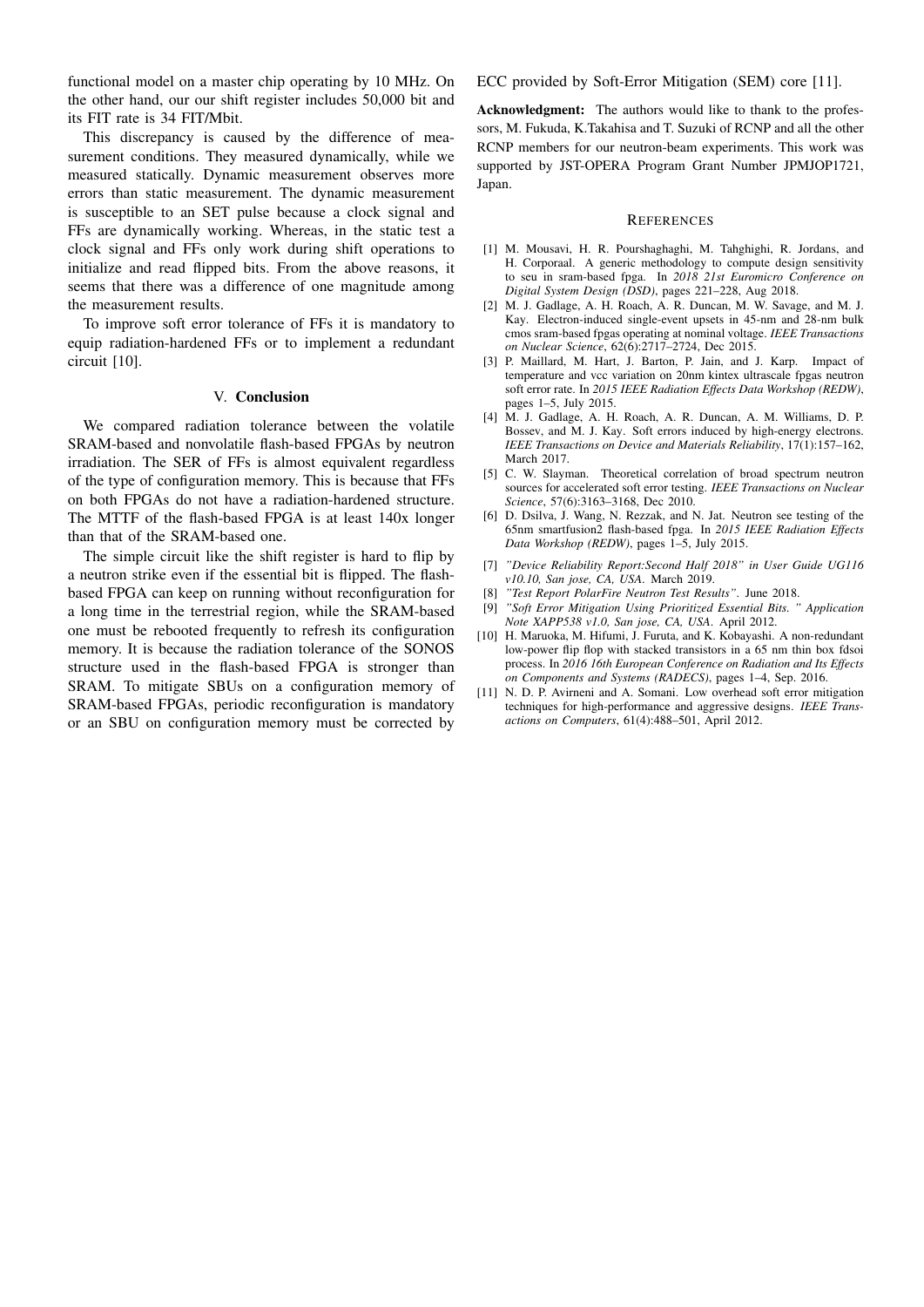functional model on a master chip operating by 10 MHz. On the other hand, our our shift register includes 50,000 bit and its FIT rate is 34 FIT/Mbit.

This discrepancy is caused by the difference of measurement conditions. They measured dynamically, while we measured statically. Dynamic measurement observes more errors than static measurement. The dynamic measurement is susceptible to an SET pulse because a clock signal and FFs are dynamically working. Whereas, in the static test a clock signal and FFs only work during shift operations to initialize and read flipped bits. From the above reasons, it seems that there was a difference of one magnitude among the measurement results.

To improve soft error tolerance of FFs it is mandatory to equip radiation-hardened FFs or to implement a redundant circuit [10].

## V. Conclusion

We compared radiation tolerance between the volatile SRAM-based and nonvolatile flash-based FPGAs by neutron irradiation. The SER of FFs is almost equivalent regardless of the type of configuration memory. This is because that FFs on both FPGAs do not have a radiation-hardened structure. The MTTF of the flash-based FPGA is at least 140x longer than that of the SRAM-based one.

The simple circuit like the shift register is hard to flip by a neutron strike even if the essential bit is flipped. The flash-based FPGA can keep on running without reconfiguration for a long time in the terrestrial region, while the SRAM-based one must be rebooted frequently to refresh its configuration memory. It is because the radiation tolerance of the SONOS structure used in the flash-based FPGA is stronger than SRAM. To mitigate SBUs on a configuration memory of SRAM-based FPGAs, periodic reconfiguration is mandatory or an SBU on configuration memory must be corrected by ECC provided by Soft-Error Mitigation (SEM) core [11].

**Acknowledgment:** The authors would like to thank to the professors, M. Fukuda, K.Takahisa and T. Suzuki of RCNP and all the other RCNP members for our neutron-beam experiments. This work was supported by JST-OPERA Program Grant Number JPMJOP1721, Japan.

## References

[1] M. Mousavi, H. R. Pourshaghaghi, M. Tahghighi, R. Jordans, and H. Corporaal. A generic methodology to compute design sensitivity to seu in sram-based fpga. In *2018 21st Euromicro Conference on Digital System Design (DSD)*, pages 221–228, Aug 2018.

[2] M. J. Gadlage, A. H. Roach, A. R. Duncan, M. W. Savage, and M. J. Kay. Electron-induced single-event upsets in 45-nm and 28-nm bulk cmos sram-based fpgas operating at nominal voltage. *IEEE Transactions on Nuclear Science*, 62(6):2717–2724, Dec 2015.

[3] P. Maillard, M. Hart, J. Barton, P. Jain, and J. Karp. Impact of temperature and vcc variation on 20nm kintex ultrascale fpgas neutron soft error rate. In *2015 IEEE Radiation Effects Data Workshop (REDW)*, pages 1–5, July 2015.

[4] M. J. Gadlage, A. H. Roach, A. R. Duncan, A. M. Williams, D. P. Bossev, and M. J. Kay. Soft errors induced by high-energy electrons. *IEEE Transactions on Device and Materials Reliability*, 17(1):157–162, March 2017.

[5] C. W. Slayman. Theoretical correlation of broad spectrum neutron sources for accelerated soft error testing. *IEEE Transactions on Nuclear Science*, 57(6):3163–3168, Dec 2010.

[6] D. Dsilva, J. Wang, N. Rezzak, and N. Jat. Neutron see testing of the 65nm smartfusion2 flash-based fpga. In *2015 IEEE Radiation Effects Data Workshop (REDW)*, pages 1–5, July 2015.

[7] *"Device Reliability Report:Second Half 2018" in User Guide UG116 v10.10, San jose, CA, USA*. March 2019.

[8] *"Test Report PolarFire Neutron Test Results"*. June 2018.

[9] *"Soft Error Mitigation Using Prioritized Essential Bits. " Application Note XAPP538 v1.0, San jose, CA, USA*. April 2012.

[10] H. Maruoka, M. Hifumi, J. Furuta, and K. Kobayashi. A non-redundant low-power flip flop with stacked transistors in a 65 nm thin box fdsoi process. In *2016 16th European Conference on Radiation and Its Effects on Components and Systems (RADECS)*, pages 1–4, Sep. 2016.

[11] N. D. P. Avirneni and A. Somani. Low overhead soft error mitigation techniques for high-performance and aggressive designs. *IEEE Transactions on Computers*, 61(4):488–501, April 2012.